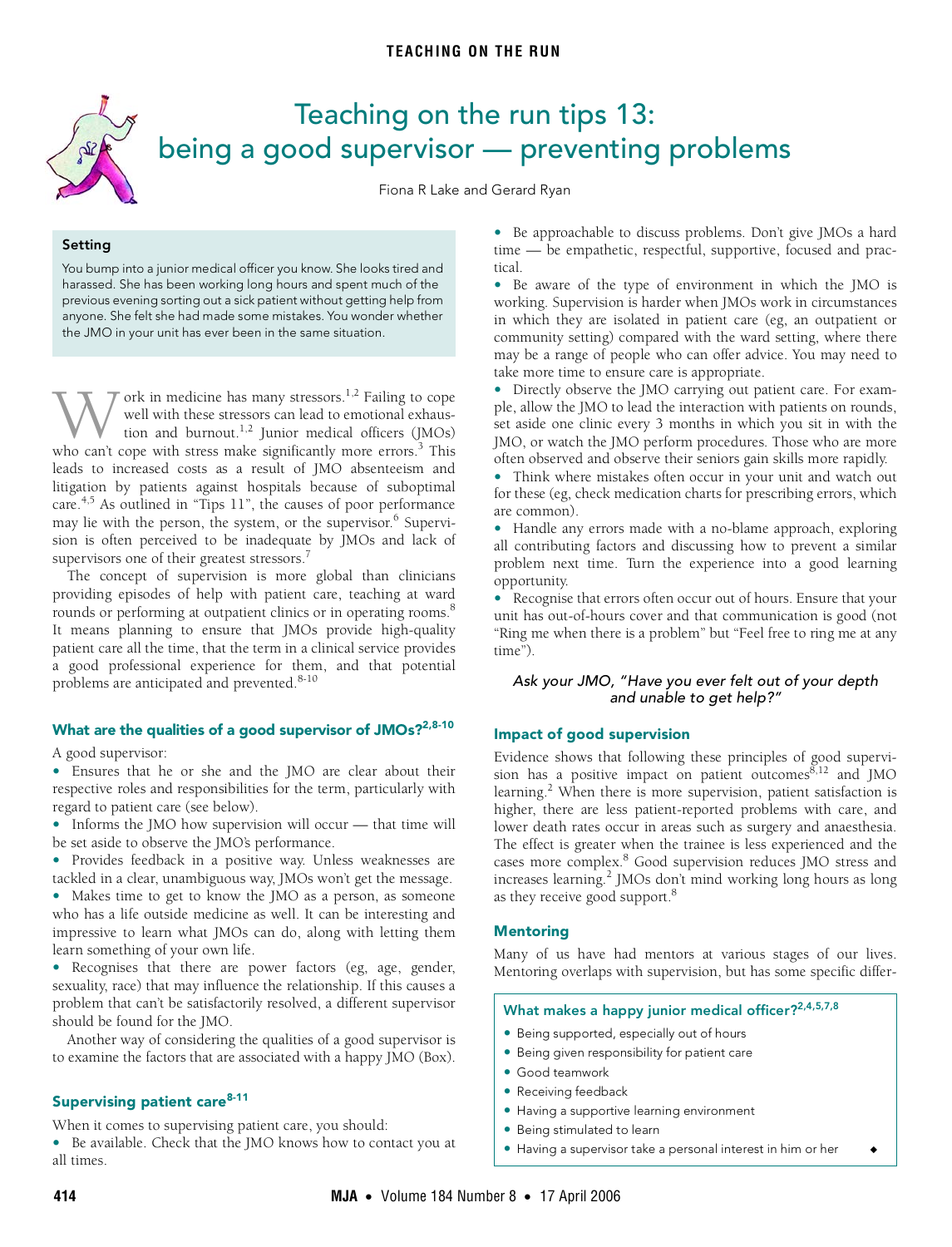# Teaching on the run tips 13: being a good supervisor — preventing problems

Fiona R Lake and Gerard Ryan

### Setting

You bump into a junior medical officer you know. She looks tired and harassed. She has been working long hours and spent much of the previous evening sorting out a sick patient without getting help from anyone. She felt she had made some mistakes. You wonder whether the JMO in your unit has ever been in the same situation.

Work in medicine has many stressors.[1,2] Failing to cope well with these stressors can lead to emotional exhaustion and burnout.[1,2] Junior medical officers (JMOs) who can't cope with stress make significantly more errors.[3] This leads to increased costs as a result of JMO absenteeism and litigation by patients against hospitals because of suboptimal care.[4,5] As outlined in "Tips 11", the causes of poor performance may lie with the person, the system, or the supervisor.[6] Supervision is often perceived to be inadequate by JMOs and lack of supervisors one of their greatest stressors.[7]

The concept of supervision is more global than clinicians providing episodes of help with patient care, teaching at ward rounds or performing at outpatient clinics or in operating rooms.[8] It means planning to ensure that JMOs provide high-quality patient care all the time, that the term in a clinical service provides a good professional experience for them, and that potential problems are anticipated and prevented.[8-10]

## What are the qualities of a good supervisor of JMOs?[2,8-10]

A good supervisor:

- Ensures that he or she and the JMO are clear about their respective roles and responsibilities for the term, particularly with regard to patient care (see below).
- Informs the JMO how supervision will occur — that time will be set aside to observe the JMO's performance.
- Provides feedback in a positive way. Unless weaknesses are tackled in a clear, unambiguous way, JMOs won't get the message.
- Makes time to get to know the JMO as a person, as someone who has a life outside medicine as well. It can be interesting and impressive to learn what JMOs can do, along with letting them learn something of your own life.
- Recognises that there are power factors (eg, age, gender, sexuality, race) that may influence the relationship. If this causes a problem that can't be satisfactorily resolved, a different supervisor should be found for the JMO.

Another way of considering the qualities of a good supervisor is to examine the factors that are associated with a happy JMO (Box).

## Supervising patient care[8-11]

When it comes to supervising patient care, you should:

- Be available. Check that the JMO knows how to contact you at all times.
- Be approachable to discuss problems. Don't give JMOs a hard time — be empathetic, respectful, supportive, focused and practical.
- Be aware of the type of environment in which the JMO is working. Supervision is harder when JMOs work in circumstances in which they are isolated in patient care (eg, an outpatient or community setting) compared with the ward setting, where there may be a range of people who can offer advice. You may need to take more time to ensure care is appropriate.
- Directly observe the JMO carrying out patient care. For example, allow the JMO to lead the interaction with patients on rounds, set aside one clinic every 3 months in which you sit in with the JMO, or watch the JMO perform procedures. Those who are more often observed and observe their seniors gain skills more rapidly.
- Think where mistakes often occur in your unit and watch out for these (eg, check medication charts for prescribing errors, which are common).
- Handle any errors made with a no-blame approach, exploring all contributing factors and discussing how to prevent a similar problem next time. Turn the experience into a good learning opportunity.
- Recognise that errors often occur out of hours. Ensure that your unit has out-of-hours cover and that communication is good (not "Ring me when there is a problem" but "Feel free to ring me at any time").

*Ask your JMO, "Have you ever felt out of your depth and unable to get help?"*

## Impact of good supervision

Evidence shows that following these principles of good supervision has a positive impact on patient outcomes[8,12] and JMO learning.[2] When there is more supervision, patient satisfaction is higher, there are less patient-reported problems with care, and lower death rates occur in areas such as surgery and anaesthesia. The effect is greater when the trainee is less experienced and the cases more complex.[8] Good supervision reduces JMO stress and increases learning.[2] JMOs don't mind working long hours as long as they receive good support.[8]

## Mentoring

Many of us have had mentors at various stages of our lives. Mentoring overlaps with supervision, but has some specific differ-

### What makes a happy junior medical officer?[2,4,5,7,8]

- Being supported, especially out of hours
- Being given responsibility for patient care
- Good teamwork
- Receiving feedback
- Having a supportive learning environment
- Being stimulated to learn
- Having a supervisor take a personal interest in him or her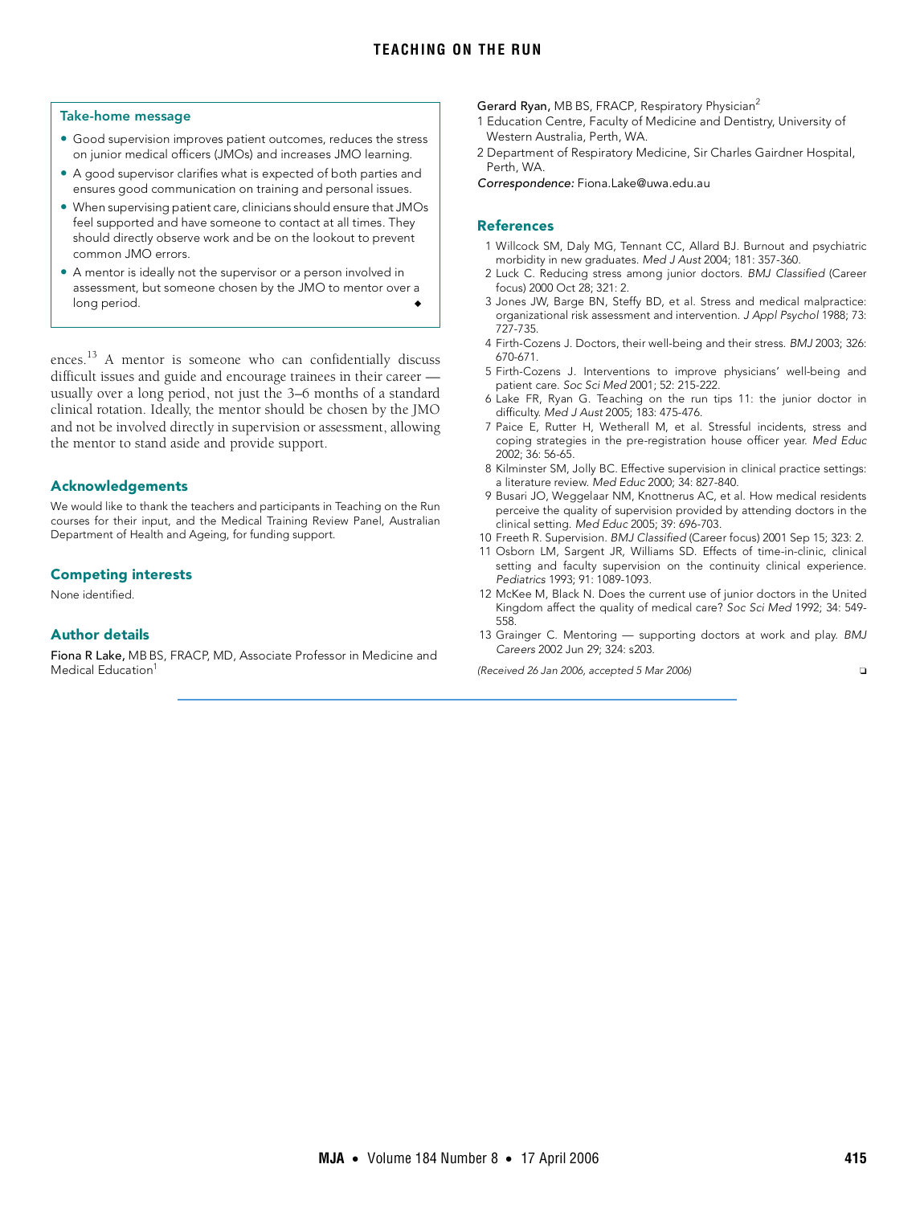### Take-home message

- Good supervision improves patient outcomes, reduces the stress on junior medical officers (JMOs) and increases JMO learning.
- A good supervisor clarifies what is expected of both parties and ensures good communication on training and personal issues.
- When supervising patient care, clinicians should ensure that JMOs feel supported and have someone to contact at all times. They should directly observe work and be on the lookout to prevent common JMO errors.
- A mentor is ideally not the supervisor or a person involved in assessment, but someone chosen by the JMO to mentor over a long period. ◆

ences.[13] A mentor is someone who can confidentially discuss difficult issues and guide and encourage trainees in their career — usually over a long period, not just the 3–6 months of a standard clinical rotation. Ideally, the mentor should be chosen by the JMO and not be involved directly in supervision or assessment, allowing the mentor to stand aside and provide support.

## Acknowledgements

We would like to thank the teachers and participants in Teaching on the Run courses for their input, and the Medical Training Review Panel, Australian Department of Health and Ageing, for funding support.

## Competing interests

None identified.

## Author details

**Fiona R Lake,** MB BS, FRACP, MD, Associate Professor in Medicine and Medical Education[1]

**Gerard Ryan,** MB BS, FRACP, Respiratory Physician[2]

1 Education Centre, Faculty of Medicine and Dentistry, University of Western Australia, Perth, WA.

2 Department of Respiratory Medicine, Sir Charles Gairdner Hospital, Perth, WA.

*Correspondence:* Fiona.Lake@uwa.edu.au

## References

1 Willcock SM, Daly MG, Tennant CC, Allard BJ. Burnout and psychiatric morbidity in new graduates. *Med J Aust* 2004; 181: 357-360.

2 Luck C. Reducing stress among junior doctors. *BMJ Classified* (Career focus) 2000 Oct 28; 321: 2.

3 Jones JW, Barge BN, Steffy BD, et al. Stress and medical malpractice: organizational risk assessment and intervention. *J Appl Psychol* 1988; 73: 727-735.

4 Firth-Cozens J. Doctors, their well-being and their stress. *BMJ* 2003; 326: 670-671.

5 Firth-Cozens J. Interventions to improve physicians' well-being and patient care. *Soc Sci Med* 2001; 52: 215-222.

6 Lake FR, Ryan G. Teaching on the run tips 11: the junior doctor in difficulty. *Med J Aust* 2005; 183: 475-476.

7 Paice E, Rutter H, Wetherall M, et al. Stressful incidents, stress and coping strategies in the pre-registration house officer year. *Med Educ* 2002; 36: 56-65.

8 Kilminster SM, Jolly BC. Effective supervision in clinical practice settings: a literature review. *Med Educ* 2000; 34: 827-840.

9 Busari JO, Weggelaar NM, Knottnerus AC, et al. How medical residents perceive the quality of supervision provided by attending doctors in the clinical setting. *Med Educ* 2005; 39: 696-703.

10 Freeth R. Supervision. *BMJ Classified* (Career focus) 2001 Sep 15; 323: 2.

11 Osborn LM, Sargent JR, Williams SD. Effects of time-in-clinic, clinical setting and faculty supervision on the continuity clinical experience. *Pediatrics* 1993; 91: 1089-1093.

12 McKee M, Black N. Does the current use of junior doctors in the United Kingdom affect the quality of medical care? *Soc Sci Med* 1992; 34: 549-558.

13 Grainger C. Mentoring — supporting doctors at work and play. *BMJ Careers* 2002 Jun 29; 324: s203.

*(Received 26 Jan 2006, accepted 5 Mar 2006)* ❑